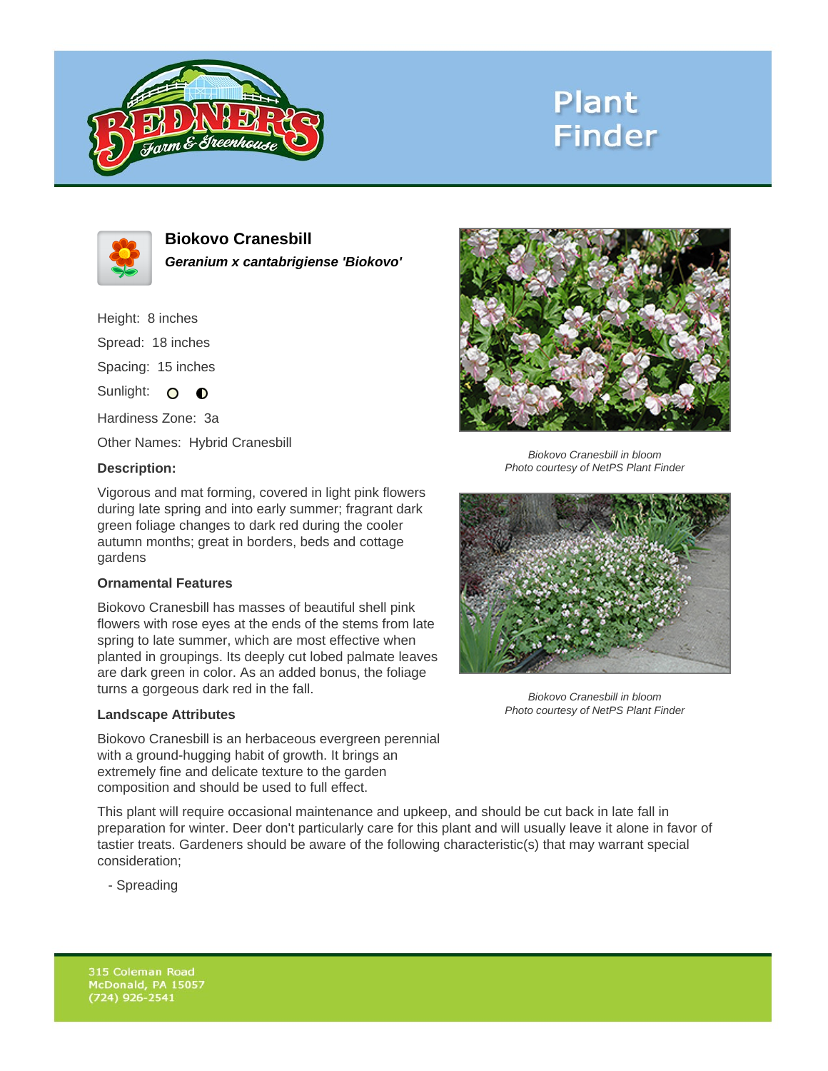# Biokovo Cranesbill

***Geranium x cantabrigiense 'Biokovo'***

Height: 8 inches

Spread: 18 inches

Spacing: 15 inches

Sunlight:

Hardiness Zone: 3a

Other Names: Hybrid Cranesbill

**Description:**

Vigorous and mat forming, covered in light pink flowers during late spring and into early summer; fragrant dark green foliage changes to dark red during the cooler autumn months; great in borders, beds and cottage gardens

**Ornamental Features**

Biokovo Cranesbill has masses of beautiful shell pink flowers with rose eyes at the ends of the stems from late spring to late summer, which are most effective when planted in groupings. Its deeply cut lobed palmate leaves are dark green in color. As an added bonus, the foliage turns a gorgeous dark red in the fall.

**Landscape Attributes**

Biokovo Cranesbill is an herbaceous evergreen perennial with a ground-hugging habit of growth. It brings an extremely fine and delicate texture to the garden composition and should be used to full effect.

This plant will require occasional maintenance and upkeep, and should be cut back in late fall in preparation for winter. Deer don't particularly care for this plant and will usually leave it alone in favor of tastier treats. Gardeners should be aware of the following characteristic(s) that may warrant special consideration;

- Spreading

*Biokovo Cranesbill in bloom*
*Photo courtesy of NetPS Plant Finder*

*Biokovo Cranesbill in bloom*
*Photo courtesy of NetPS Plant Finder*

315 Coleman Road
McDonald, PA 15057
(724) 926-2541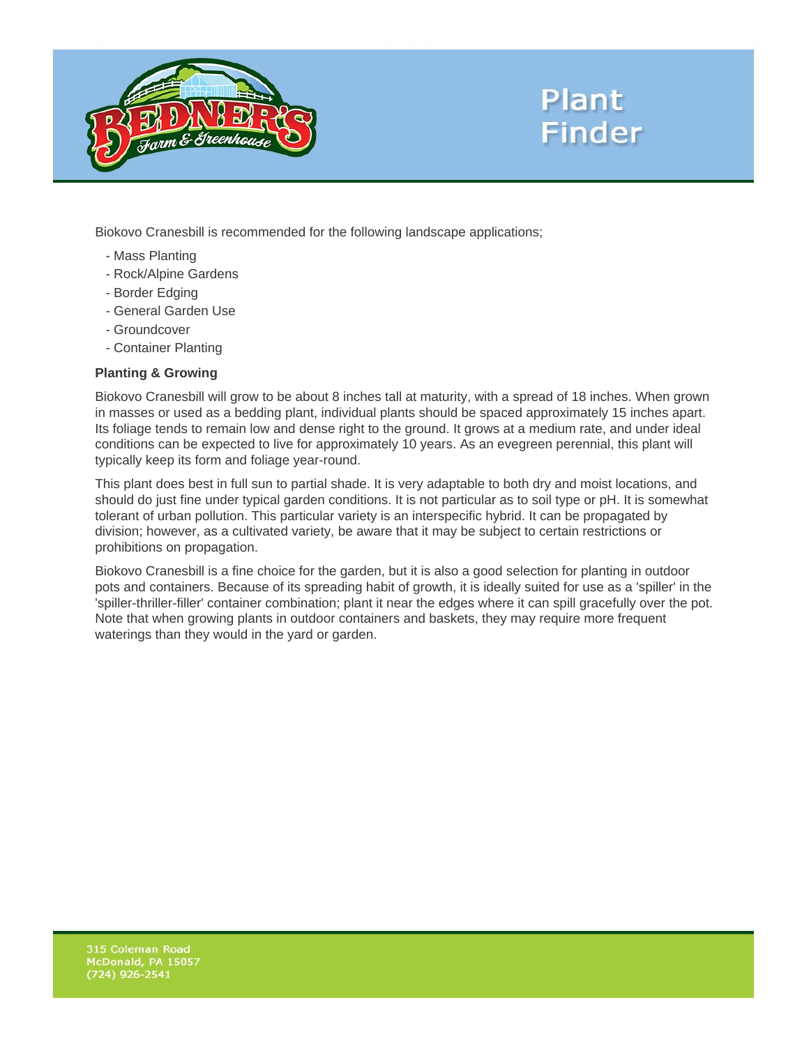Biokovo Cranesbill is recommended for the following landscape applications;

- Mass Planting
- Rock/Alpine Gardens
- Border Edging
- General Garden Use
- Groundcover
- Container Planting

**Planting & Growing**

Biokovo Cranesbill will grow to be about 8 inches tall at maturity, with a spread of 18 inches. When grown in masses or used as a bedding plant, individual plants should be spaced approximately 15 inches apart. Its foliage tends to remain low and dense right to the ground. It grows at a medium rate, and under ideal conditions can be expected to live for approximately 10 years. As an evegreen perennial, this plant will typically keep its form and foliage year-round.

This plant does best in full sun to partial shade. It is very adaptable to both dry and moist locations, and should do just fine under typical garden conditions. It is not particular as to soil type or pH. It is somewhat tolerant of urban pollution. This particular variety is an interspecific hybrid. It can be propagated by division; however, as a cultivated variety, be aware that it may be subject to certain restrictions or prohibitions on propagation.

Biokovo Cranesbill is a fine choice for the garden, but it is also a good selection for planting in outdoor pots and containers. Because of its spreading habit of growth, it is ideally suited for use as a 'spiller' in the 'spiller-thriller-filler' container combination; plant it near the edges where it can spill gracefully over the pot. Note that when growing plants in outdoor containers and baskets, they may require more frequent waterings than they would in the yard or garden.